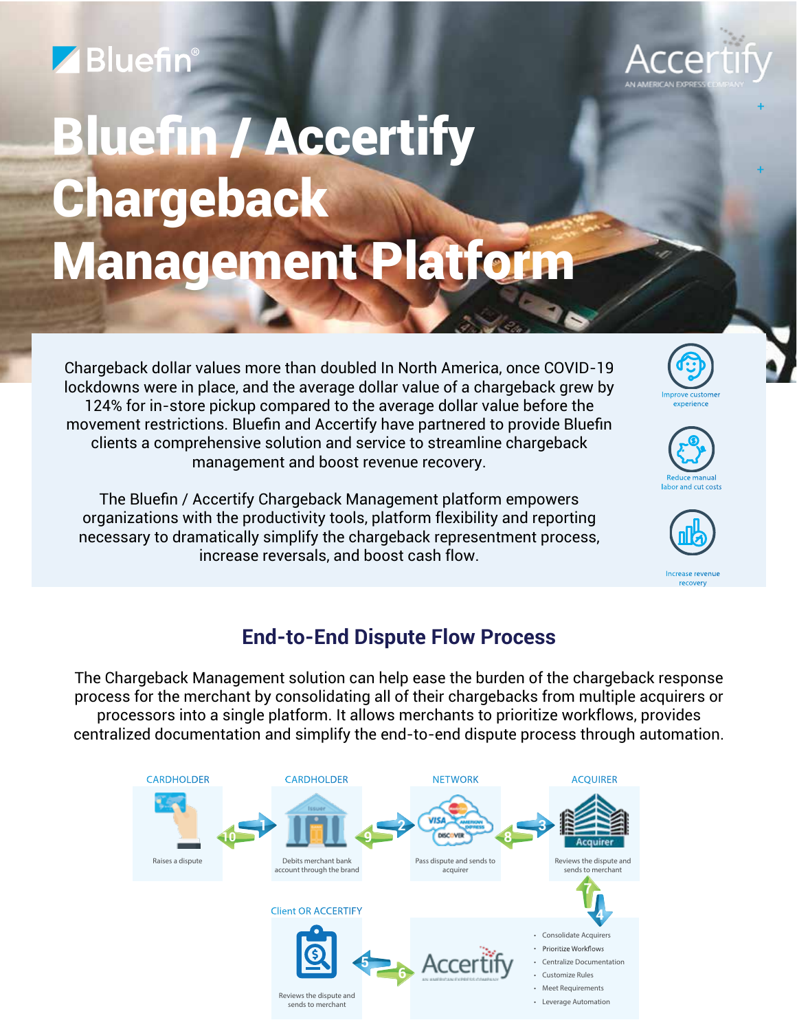Bluefin®

Accertify
AN AMERICAN EXPRESS COMPANY

# Bluefin / Accertify Chargeback Management Platform

Chargeback dollar values more than doubled In North America, once COVID-19 lockdowns were in place, and the average dollar value of a chargeback grew by 124% for in-store pickup compared to the average dollar value before the movement restrictions. Bluefin and Accertify have partnered to provide Bluefin clients a comprehensive solution and service to streamline chargeback management and boost revenue recovery.

The Bluefin / Accertify Chargeback Management platform empowers organizations with the productivity tools, platform flexibility and reporting necessary to dramatically simplify the chargeback representment process, increase reversals, and boost cash flow.

- Improve customer experience
- Reduce manual labor and cut costs
- Increase revenue recovery

## End-to-End Dispute Flow Process

The Chargeback Management solution can help ease the burden of the chargeback response process for the merchant by consolidating all of their chargebacks from multiple acquirers or processors into a single platform. It allows merchants to prioritize workflows, provides centralized documentation and simplify the end-to-end dispute process through automation.

CARDHOLDER
Raises a dispute

CARDHOLDER
Issuer
Debits merchant bank account through the brand

NETWORK
VISA, AMERICAN EXPRESS, DISCOVER
Pass dispute and sends to acquirer

ACQUIRER
Acquirer
Reviews the dispute and sends to merchant

Accertify
AN AMERICAN EXPRESS COMPANY

- Consolidate Acquirers
- Prioritize Workflows
- Centralize Documentation
- Customize Rules
- Meet Requirements
- Leverage Automation

Client OR ACCERTIFY
Reviews the dispute and sends to merchant

1 2 3 4 5 6 7 8 9 10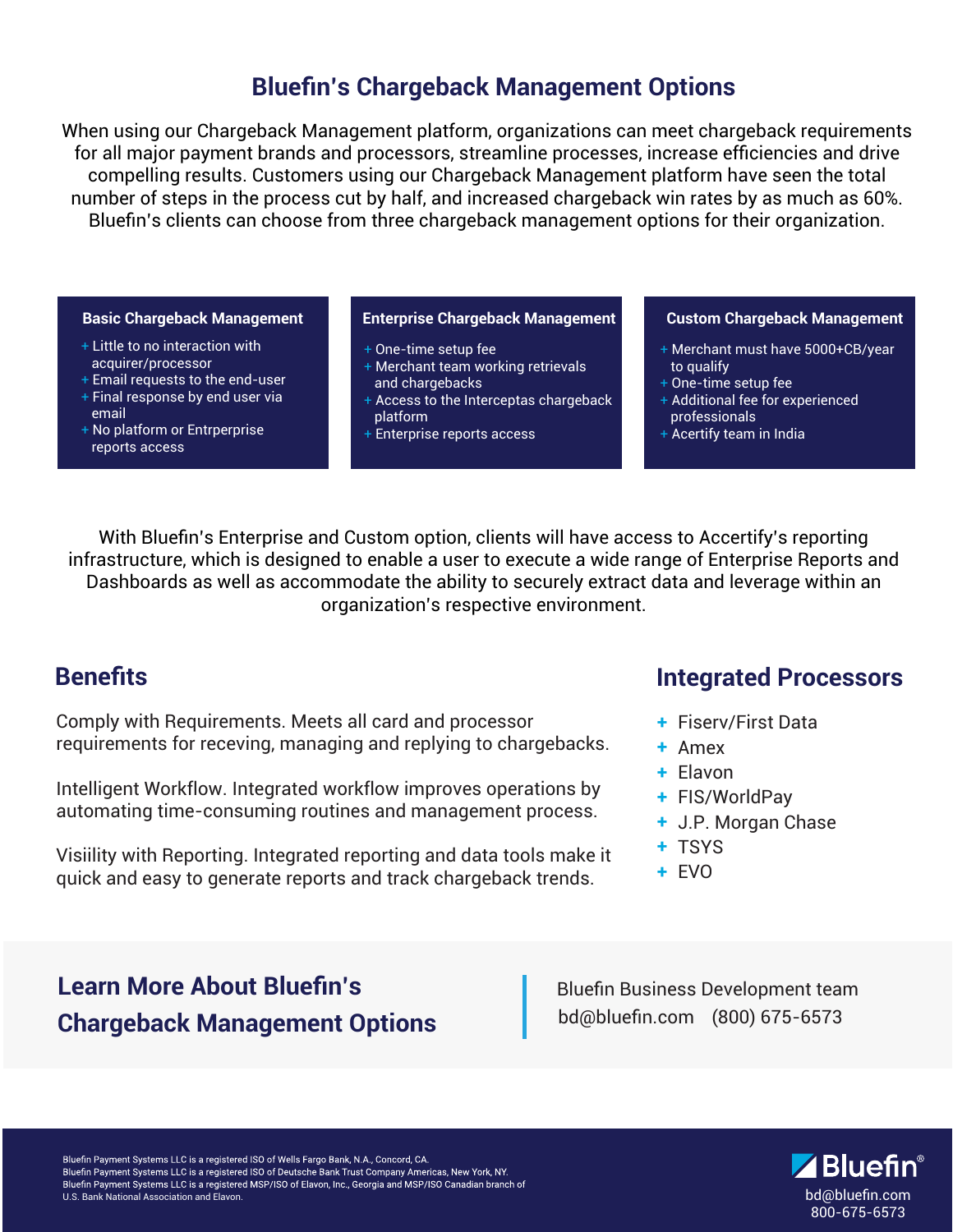## Bluefin's Chargeback Management Options

When using our Chargeback Management platform, organizations can meet chargeback requirements for all major payment brands and processors, streamline processes, increase efficiencies and drive compelling results. Customers using our Chargeback Management platform have seen the total number of steps in the process cut by half, and increased chargeback win rates by as much as 60%. Bluefin's clients can choose from three chargeback management options for their organization.

### Basic Chargeback Management

- Little to no interaction with acquirer/processor
- Email requests to the end-user
- Final response by end user via email
- No platform or Entrperprise reports access

### Enterprise Chargeback Management

- One-time setup fee
- Merchant team working retrievals and chargebacks
- Access to the Interceptas chargeback platform
- Enterprise reports access

### Custom Chargeback Management

- Merchant must have 5000+CB/year to qualify
- One-time setup fee
- Additional fee for experienced professionals
- Acertify team in India

With Bluefin's Enterprise and Custom option, clients will have access to Accertify's reporting infrastructure, which is designed to enable a user to execute a wide range of Enterprise Reports and Dashboards as well as accommodate the ability to securely extract data and leverage within an organization's respective environment.

## Benefits

Comply with Requirements. Meets all card and processor requirements for receving, managing and replying to chargebacks.

Intelligent Workflow. Integrated workflow improves operations by automating time-consuming routines and management process.

Visiility with Reporting. Integrated reporting and data tools make it quick and easy to generate reports and track chargeback trends.

## Integrated Processors

- Fiserv/First Data
- Amex
- Elavon
- FIS/WorldPay
- J.P. Morgan Chase
- TSYS
- EVO

## Learn More About Bluefin's Chargeback Management Options

Bluefin Business Development team
bd@bluefin.com (800) 675-6573

Bluefin Payment Systems LLC is a registered ISO of Wells Fargo Bank, N.A., Concord, CA.
Bluefin Payment Systems LLC is a registered ISO of Deutsche Bank Trust Company Americas, New York, NY.
Bluefin Payment Systems LLC is a registered MSP/ISO of Elavon, Inc., Georgia and MSP/ISO Canadian branch of U.S. Bank National Association and Elavon.

Bluefin®
bd@bluefin.com
800-675-6573